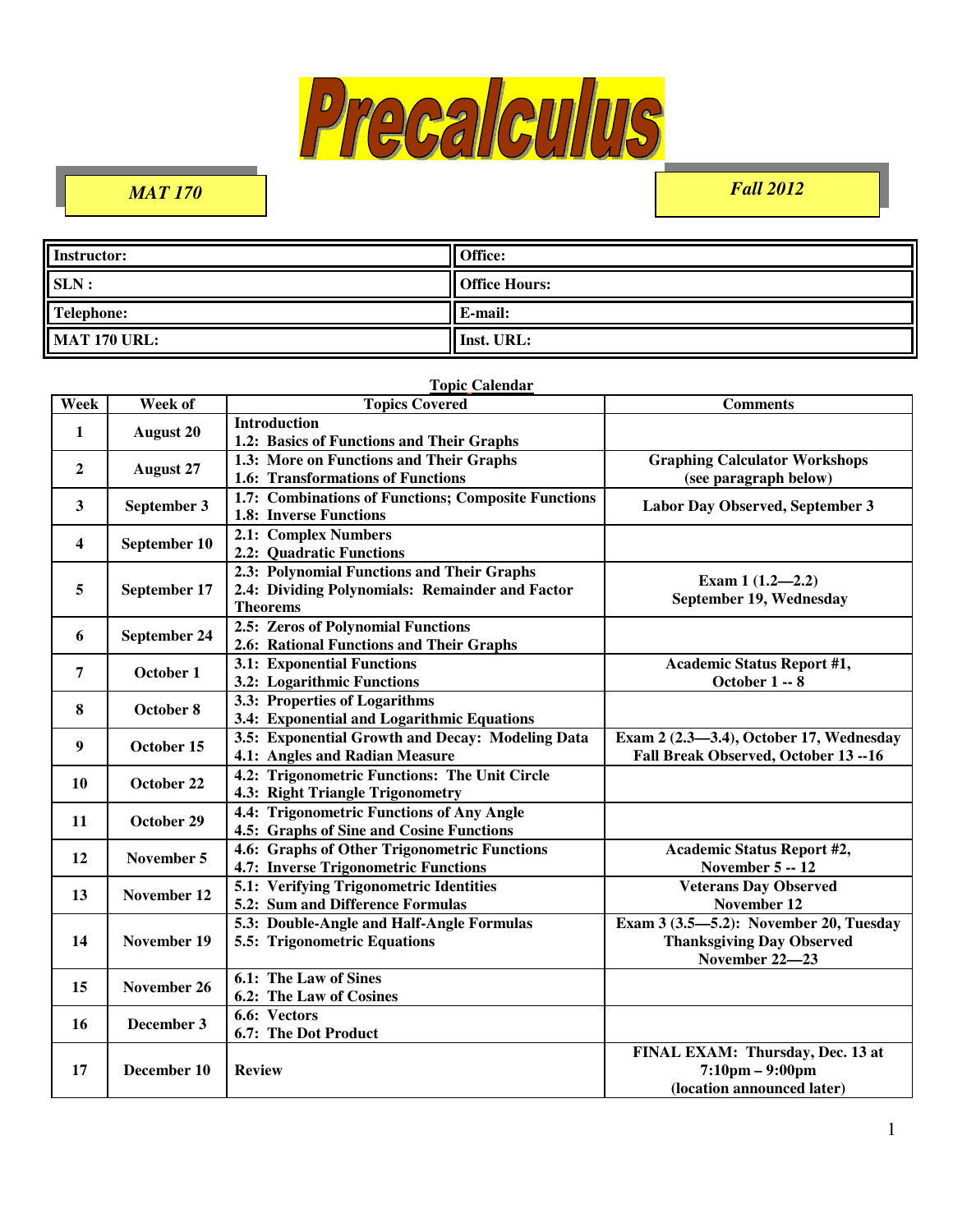# Precalculus

*MAT 170*

*Fall 2012*

| Instructor: | Office: |
|---|---|
| SLN : | Office Hours: |
| Telephone: | E-mail: |
| MAT 170 URL: | Inst. URL: |

**Topic Calendar**

| Week | Week of | Topics Covered | Comments |
|---|---|---|---|
| 1 | August 20 | Introduction<br>1.2: Basics of Functions and Their Graphs | |
| 2 | August 27 | 1.3: More on Functions and Their Graphs<br>1.6: Transformations of Functions | Graphing Calculator Workshops<br>(see paragraph below) |
| 3 | September 3 | 1.7: Combinations of Functions; Composite Functions<br>1.8: Inverse Functions | Labor Day Observed, September 3 |
| 4 | September 10 | 2.1: Complex Numbers<br>2.2: Quadratic Functions | |
| 5 | September 17 | 2.3: Polynomial Functions and Their Graphs<br>2.4: Dividing Polynomials: Remainder and Factor Theorems | Exam 1 (1.2—2.2)<br>September 19, Wednesday |
| 6 | September 24 | 2.5: Zeros of Polynomial Functions<br>2.6: Rational Functions and Their Graphs | |
| 7 | October 1 | 3.1: Exponential Functions<br>3.2: Logarithmic Functions | Academic Status Report #1,<br>October 1 -- 8 |
| 8 | October 8 | 3.3: Properties of Logarithms<br>3.4: Exponential and Logarithmic Equations | |
| 9 | October 15 | 3.5: Exponential Growth and Decay: Modeling Data<br>4.1: Angles and Radian Measure | Exam 2 (2.3—3.4), October 17, Wednesday<br>Fall Break Observed, October 13 --16 |
| 10 | October 22 | 4.2: Trigonometric Functions: The Unit Circle<br>4.3: Right Triangle Trigonometry | |
| 11 | October 29 | 4.4: Trigonometric Functions of Any Angle<br>4.5: Graphs of Sine and Cosine Functions | |
| 12 | November 5 | 4.6: Graphs of Other Trigonometric Functions<br>4.7: Inverse Trigonometric Functions | Academic Status Report #2,<br>November 5 -- 12 |
| 13 | November 12 | 5.1: Verifying Trigonometric Identities<br>5.2: Sum and Difference Formulas | Veterans Day Observed<br>November 12 |
| 14 | November 19 | 5.3: Double-Angle and Half-Angle Formulas<br>5.5: Trigonometric Equations | Exam 3 (3.5—5.2): November 20, Tuesday<br>Thanksgiving Day Observed<br>November 22—23 |
| 15 | November 26 | 6.1: The Law of Sines<br>6.2: The Law of Cosines | |
| 16 | December 3 | 6.6: Vectors<br>6.7: The Dot Product | |
| 17 | December 10 | Review | FINAL EXAM: Thursday, Dec. 13 at<br>7:10pm – 9:00pm<br>(location announced later) |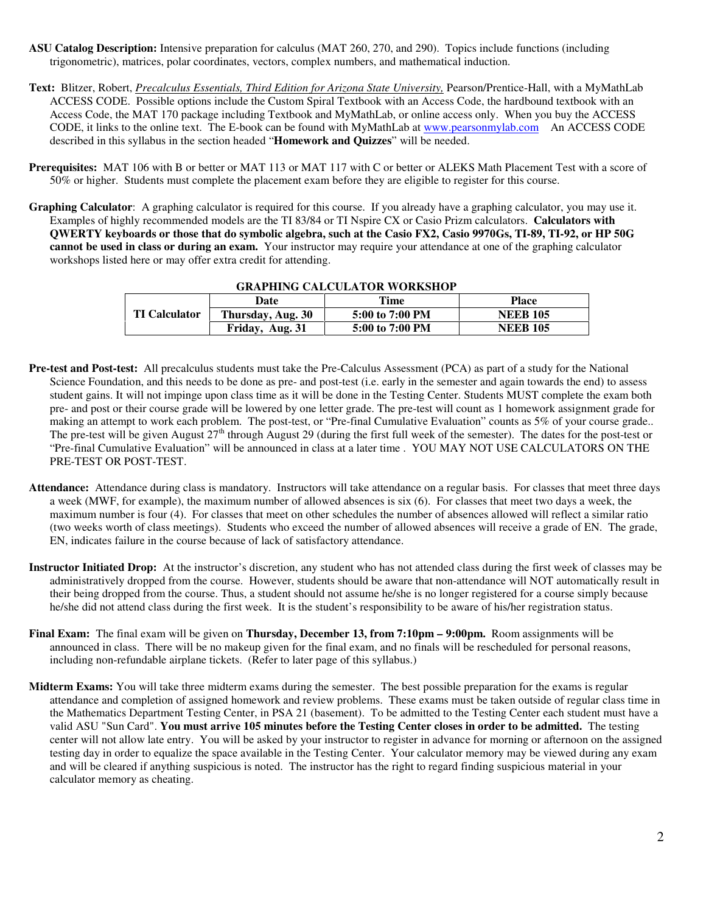**ASU Catalog Description:** Intensive preparation for calculus (MAT 260, 270, and 290). Topics include functions (including trigonometric), matrices, polar coordinates, vectors, complex numbers, and mathematical induction.

**Text:** Blitzer, Robert, *Precalculus Essentials, Third Edition for Arizona State University,* Pearson/Prentice-Hall, with a MyMathLab ACCESS CODE. Possible options include the Custom Spiral Textbook with an Access Code, the hardbound textbook with an Access Code, the MAT 170 package including Textbook and MyMathLab, or online access only. When you buy the ACCESS CODE, it links to the online text. The E-book can be found with MyMathLab at www.pearsonmylab.com An ACCESS CODE described in this syllabus in the section headed "**Homework and Quizzes**" will be needed.

**Prerequisites:** MAT 106 with B or better or MAT 113 or MAT 117 with C or better or ALEKS Math Placement Test with a score of 50% or higher. Students must complete the placement exam before they are eligible to register for this course.

**Graphing Calculator**: A graphing calculator is required for this course. If you already have a graphing calculator, you may use it. Examples of highly recommended models are the TI 83/84 or TI Nspire CX or Casio Prizm calculators. **Calculators with QWERTY keyboards or those that do symbolic algebra, such at the Casio FX2, Casio 9970Gs, TI-89, TI-92, or HP 50G cannot be used in class or during an exam.** Your instructor may require your attendance at one of the graphing calculator workshops listed here or may offer extra credit for attending.

**GRAPHING CALCULATOR WORKSHOP**

| | Date | Time | Place |
|---|---|---|---|
| **TI Calculator** | **Thursday, Aug. 30** | **5:00 to 7:00 PM** | **NEEB 105** |
| | **Friday, Aug. 31** | **5:00 to 7:00 PM** | **NEEB 105** |

**Pre-test and Post-test:** All precalculus students must take the Pre-Calculus Assessment (PCA) as part of a study for the National Science Foundation, and this needs to be done as pre- and post-test (i.e. early in the semester and again towards the end) to assess student gains. It will not impinge upon class time as it will be done in the Testing Center. Students MUST complete the exam both pre- and post or their course grade will be lowered by one letter grade. The pre-test will count as 1 homework assignment grade for making an attempt to work each problem. The post-test, or "Pre-final Cumulative Evaluation" counts as 5% of your course grade.. The pre-test will be given August 27th through August 29 (during the first full week of the semester). The dates for the post-test or "Pre-final Cumulative Evaluation" will be announced in class at a later time . YOU MAY NOT USE CALCULATORS ON THE PRE-TEST OR POST-TEST.

**Attendance:** Attendance during class is mandatory. Instructors will take attendance on a regular basis. For classes that meet three days a week (MWF, for example), the maximum number of allowed absences is six (6). For classes that meet two days a week, the maximum number is four (4). For classes that meet on other schedules the number of absences allowed will reflect a similar ratio (two weeks worth of class meetings). Students who exceed the number of allowed absences will receive a grade of EN. The grade, EN, indicates failure in the course because of lack of satisfactory attendance.

**Instructor Initiated Drop:** At the instructor's discretion, any student who has not attended class during the first week of classes may be administratively dropped from the course. However, students should be aware that non-attendance will NOT automatically result in their being dropped from the course. Thus, a student should not assume he/she is no longer registered for a course simply because he/she did not attend class during the first week. It is the student's responsibility to be aware of his/her registration status.

**Final Exam:** The final exam will be given on **Thursday, December 13, from 7:10pm – 9:00pm.** Room assignments will be announced in class. There will be no makeup given for the final exam, and no finals will be rescheduled for personal reasons, including non-refundable airplane tickets. (Refer to later page of this syllabus.)

**Midterm Exams:** You will take three midterm exams during the semester. The best possible preparation for the exams is regular attendance and completion of assigned homework and review problems. These exams must be taken outside of regular class time in the Mathematics Department Testing Center, in PSA 21 (basement). To be admitted to the Testing Center each student must have a valid ASU "Sun Card". **You must arrive 105 minutes before the Testing Center closes in order to be admitted.** The testing center will not allow late entry. You will be asked by your instructor to register in advance for morning or afternoon on the assigned testing day in order to equalize the space available in the Testing Center. Your calculator memory may be viewed during any exam and will be cleared if anything suspicious is noted. The instructor has the right to regard finding suspicious material in your calculator memory as cheating.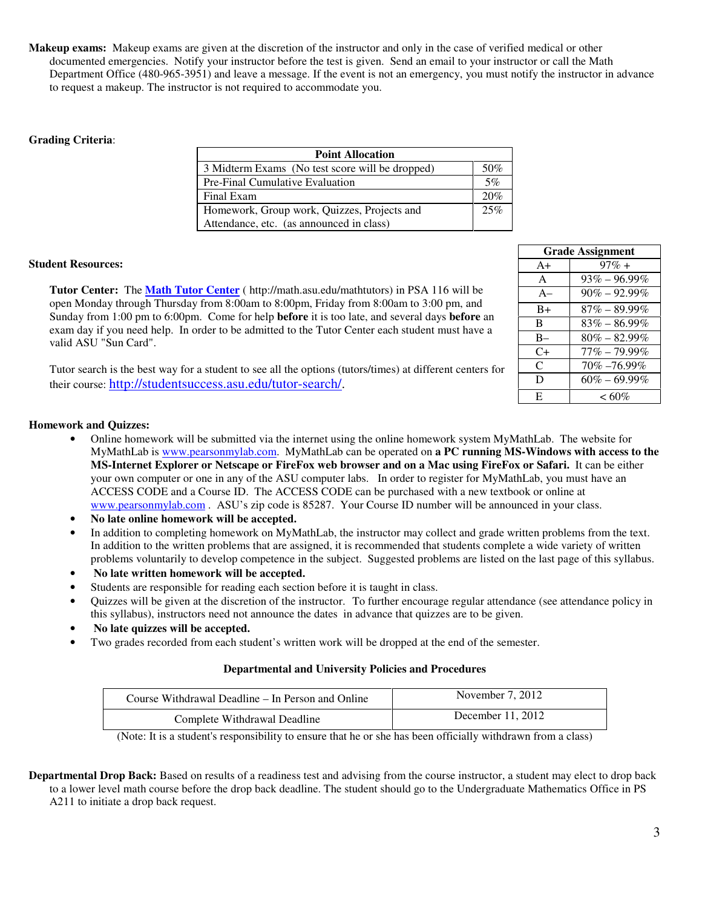**Makeup exams:** Makeup exams are given at the discretion of the instructor and only in the case of verified medical or other documented emergencies. Notify your instructor before the test is given. Send an email to your instructor or call the Math Department Office (480-965-3951) and leave a message. If the event is not an emergency, you must notify the instructor in advance to request a makeup. The instructor is not required to accommodate you.

**Grading Criteria**:

| Point Allocation | |
|---|---|
| 3 Midterm Exams (No test score will be dropped) | 50% |
| Pre-Final Cumulative Evaluation | 5% |
| Final Exam | 20% |
| Homework, Group work, Quizzes, Projects and Attendance, etc. (as announced in class) | 25% |

| Grade Assignment | |
|---|---|
| A+ | 97% + |
| A | 93% – 96.99% |
| A– | 90% – 92.99% |
| B+ | 87% – 89.99% |
| B | 83% – 86.99% |
| B– | 80% – 82.99% |
| C+ | 77% – 79.99% |
| C | 70% –76.99% |
| D | 60% – 69.99% |
| E | < 60% |

**Student Resources:**

**Tutor Center:** The **Math Tutor Center** ( http://math.asu.edu/mathtutors) in PSA 116 will be open Monday through Thursday from 8:00am to 8:00pm, Friday from 8:00am to 3:00 pm, and Sunday from 1:00 pm to 6:00pm. Come for help **before** it is too late, and several days **before** an exam day if you need help. In order to be admitted to the Tutor Center each student must have a valid ASU "Sun Card".

Tutor search is the best way for a student to see all the options (tutors/times) at different centers for their course: http://studentsuccess.asu.edu/tutor-search/.

**Homework and Quizzes:**

- Online homework will be submitted via the internet using the online homework system MyMathLab. The website for MyMathLab is www.pearsonmylab.com. MyMathLab can be operated on **a PC running MS-Windows with access to the MS-Internet Explorer or Netscape or FireFox web browser and on a Mac using FireFox or Safari.** It can be either your own computer or one in any of the ASU computer labs. In order to register for MyMathLab, you must have an ACCESS CODE and a Course ID. The ACCESS CODE can be purchased with a new textbook or online at www.pearsonmylab.com . ASU's zip code is 85287. Your Course ID number will be announced in your class.
- **No late online homework will be accepted.**
- In addition to completing homework on MyMathLab, the instructor may collect and grade written problems from the text. In addition to the written problems that are assigned, it is recommended that students complete a wide variety of written problems voluntarily to develop competence in the subject. Suggested problems are listed on the last page of this syllabus.
- **No late written homework will be accepted.**
- Students are responsible for reading each section before it is taught in class.
- Quizzes will be given at the discretion of the instructor. To further encourage regular attendance (see attendance policy in this syllabus), instructors need not announce the dates in advance that quizzes are to be given.
- **No late quizzes will be accepted.**
- Two grades recorded from each student's written work will be dropped at the end of the semester.

**Departmental and University Policies and Procedures**

| | |
|---|---|
| Course Withdrawal Deadline – In Person and Online | November 7, 2012 |
| Complete Withdrawal Deadline | December 11, 2012 |

(Note: It is a student's responsibility to ensure that he or she has been officially withdrawn from a class)

**Departmental Drop Back:** Based on results of a readiness test and advising from the course instructor, a student may elect to drop back to a lower level math course before the drop back deadline. The student should go to the Undergraduate Mathematics Office in PS A211 to initiate a drop back request.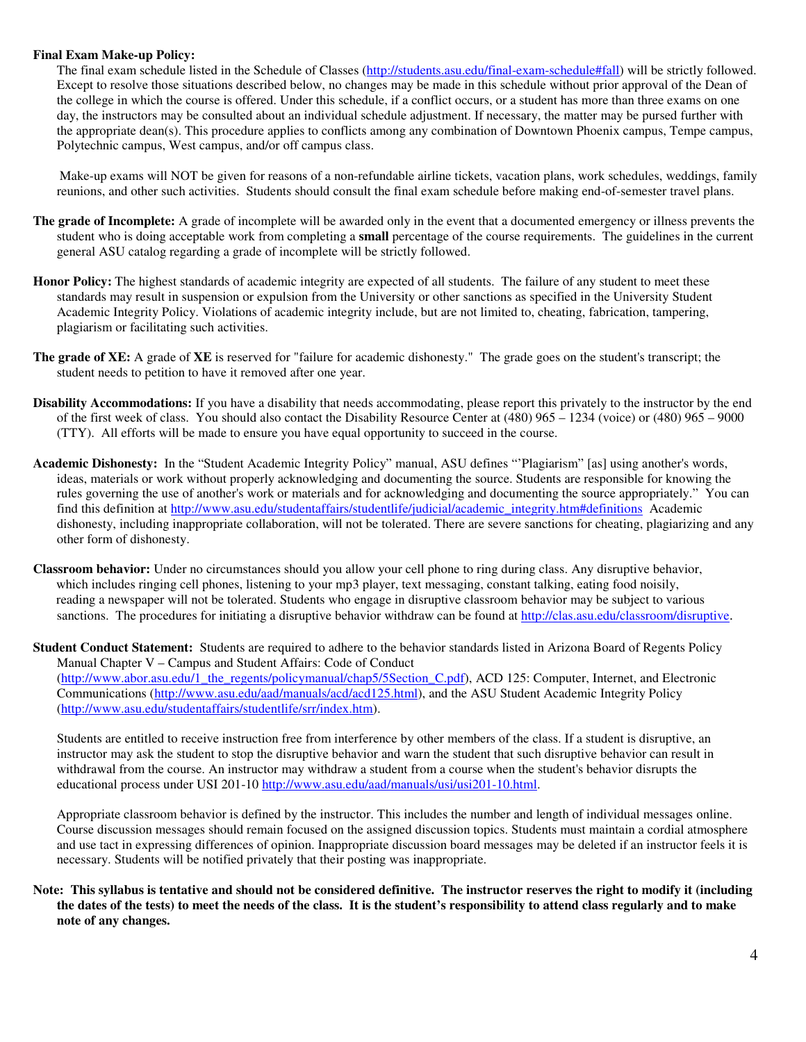**Final Exam Make-up Policy:**

The final exam schedule listed in the Schedule of Classes (http://students.asu.edu/final-exam-schedule#fall) will be strictly followed. Except to resolve those situations described below, no changes may be made in this schedule without prior approval of the Dean of the college in which the course is offered. Under this schedule, if a conflict occurs, or a student has more than three exams on one day, the instructors may be consulted about an individual schedule adjustment. If necessary, the matter may be pursed further with the appropriate dean(s). This procedure applies to conflicts among any combination of Downtown Phoenix campus, Tempe campus, Polytechnic campus, West campus, and/or off campus class.

Make-up exams will NOT be given for reasons of a non-refundable airline tickets, vacation plans, work schedules, weddings, family reunions, and other such activities. Students should consult the final exam schedule before making end-of-semester travel plans.

**The grade of Incomplete:** A grade of incomplete will be awarded only in the event that a documented emergency or illness prevents the student who is doing acceptable work from completing a **small** percentage of the course requirements. The guidelines in the current general ASU catalog regarding a grade of incomplete will be strictly followed.

**Honor Policy:** The highest standards of academic integrity are expected of all students. The failure of any student to meet these standards may result in suspension or expulsion from the University or other sanctions as specified in the University Student Academic Integrity Policy. Violations of academic integrity include, but are not limited to, cheating, fabrication, tampering, plagiarism or facilitating such activities.

**The grade of XE:** A grade of **XE** is reserved for "failure for academic dishonesty." The grade goes on the student's transcript; the student needs to petition to have it removed after one year.

**Disability Accommodations:** If you have a disability that needs accommodating, please report this privately to the instructor by the end of the first week of class. You should also contact the Disability Resource Center at (480) 965 – 1234 (voice) or (480) 965 – 9000 (TTY). All efforts will be made to ensure you have equal opportunity to succeed in the course.

**Academic Dishonesty:** In the "Student Academic Integrity Policy" manual, ASU defines "'Plagiarism" [as] using another's words, ideas, materials or work without properly acknowledging and documenting the source. Students are responsible for knowing the rules governing the use of another's work or materials and for acknowledging and documenting the source appropriately." You can find this definition at http://www.asu.edu/studentaffairs/studentlife/judicial/academic_integrity.htm#definitions Academic dishonesty, including inappropriate collaboration, will not be tolerated. There are severe sanctions for cheating, plagiarizing and any other form of dishonesty.

**Classroom behavior:** Under no circumstances should you allow your cell phone to ring during class. Any disruptive behavior, which includes ringing cell phones, listening to your mp3 player, text messaging, constant talking, eating food noisily, reading a newspaper will not be tolerated. Students who engage in disruptive classroom behavior may be subject to various sanctions. The procedures for initiating a disruptive behavior withdraw can be found at http://clas.asu.edu/classroom/disruptive.

**Student Conduct Statement:** Students are required to adhere to the behavior standards listed in Arizona Board of Regents Policy Manual Chapter V – Campus and Student Affairs: Code of Conduct (http://www.abor.asu.edu/1_the_regents/policymanual/chap5/5Section_C.pdf), ACD 125: Computer, Internet, and Electronic Communications (http://www.asu.edu/aad/manuals/acd/acd125.html), and the ASU Student Academic Integrity Policy (http://www.asu.edu/studentaffairs/studentlife/srr/index.htm).

Students are entitled to receive instruction free from interference by other members of the class. If a student is disruptive, an instructor may ask the student to stop the disruptive behavior and warn the student that such disruptive behavior can result in withdrawal from the course. An instructor may withdraw a student from a course when the student's behavior disrupts the educational process under USI 201-10 http://www.asu.edu/aad/manuals/usi/usi201-10.html.

Appropriate classroom behavior is defined by the instructor. This includes the number and length of individual messages online. Course discussion messages should remain focused on the assigned discussion topics. Students must maintain a cordial atmosphere and use tact in expressing differences of opinion. Inappropriate discussion board messages may be deleted if an instructor feels it is necessary. Students will be notified privately that their posting was inappropriate.

**Note: This syllabus is tentative and should not be considered definitive. The instructor reserves the right to modify it (including the dates of the tests) to meet the needs of the class. It is the student's responsibility to attend class regularly and to make note of any changes.**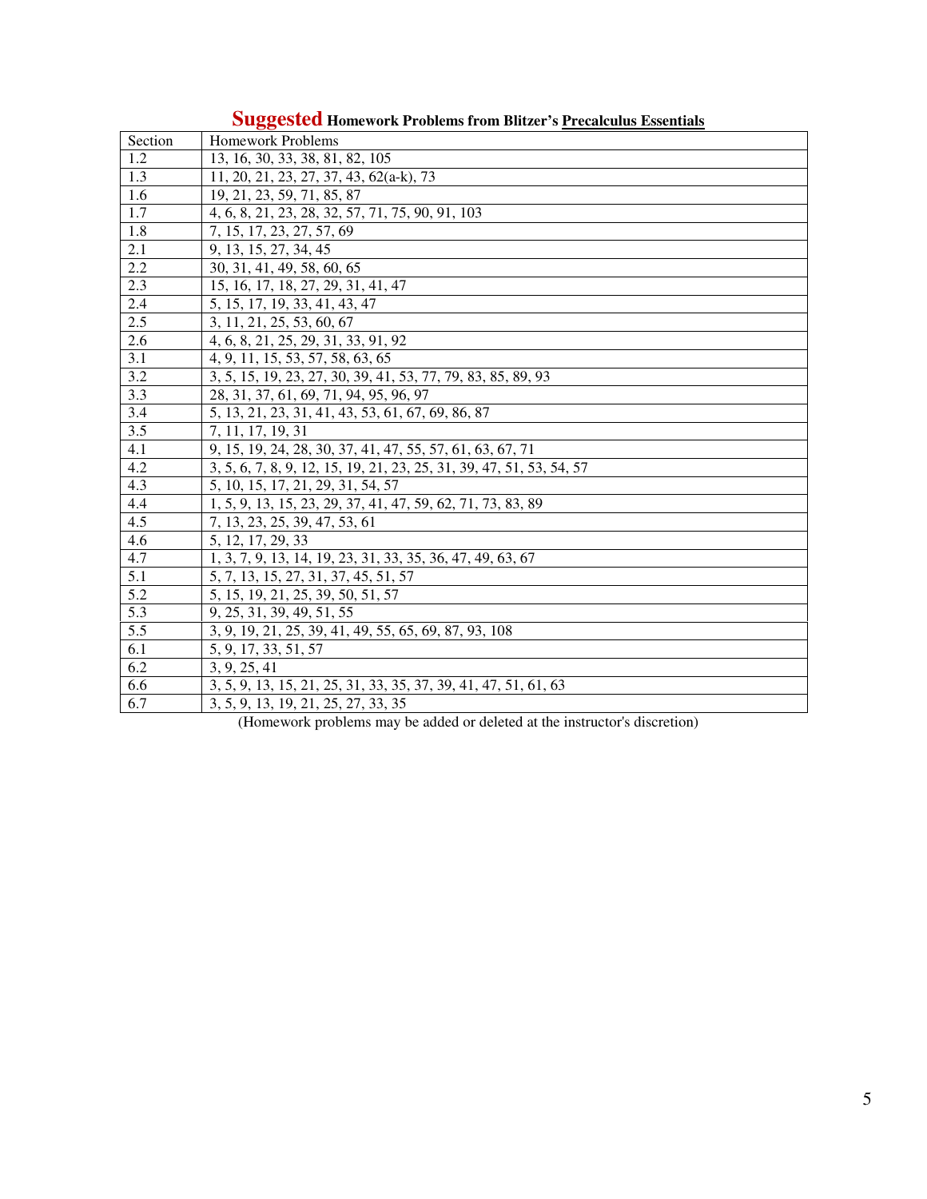## **Suggested Homework Problems from Blitzer's Precalculus Essentials**

| Section | Homework Problems |
|---|---|
| 1.2 | 13, 16, 30, 33, 38, 81, 82, 105 |
| 1.3 | 11, 20, 21, 23, 27, 37, 43, 62(a-k), 73 |
| 1.6 | 19, 21, 23, 59, 71, 85, 87 |
| 1.7 | 4, 6, 8, 21, 23, 28, 32, 57, 71, 75, 90, 91, 103 |
| 1.8 | 7, 15, 17, 23, 27, 57, 69 |
| 2.1 | 9, 13, 15, 27, 34, 45 |
| 2.2 | 30, 31, 41, 49, 58, 60, 65 |
| 2.3 | 15, 16, 17, 18, 27, 29, 31, 41, 47 |
| 2.4 | 5, 15, 17, 19, 33, 41, 43, 47 |
| 2.5 | 3, 11, 21, 25, 53, 60, 67 |
| 2.6 | 4, 6, 8, 21, 25, 29, 31, 33, 91, 92 |
| 3.1 | 4, 9, 11, 15, 53, 57, 58, 63, 65 |
| 3.2 | 3, 5, 15, 19, 23, 27, 30, 39, 41, 53, 77, 79, 83, 85, 89, 93 |
| 3.3 | 28, 31, 37, 61, 69, 71, 94, 95, 96, 97 |
| 3.4 | 5, 13, 21, 23, 31, 41, 43, 53, 61, 67, 69, 86, 87 |
| 3.5 | 7, 11, 17, 19, 31 |
| 4.1 | 9, 15, 19, 24, 28, 30, 37, 41, 47, 55, 57, 61, 63, 67, 71 |
| 4.2 | 3, 5, 6, 7, 8, 9, 12, 15, 19, 21, 23, 25, 31, 39, 47, 51, 53, 54, 57 |
| 4.3 | 5, 10, 15, 17, 21, 29, 31, 54, 57 |
| 4.4 | 1, 5, 9, 13, 15, 23, 29, 37, 41, 47, 59, 62, 71, 73, 83, 89 |
| 4.5 | 7, 13, 23, 25, 39, 47, 53, 61 |
| 4.6 | 5, 12, 17, 29, 33 |
| 4.7 | 1, 3, 7, 9, 13, 14, 19, 23, 31, 33, 35, 36, 47, 49, 63, 67 |
| 5.1 | 5, 7, 13, 15, 27, 31, 37, 45, 51, 57 |
| 5.2 | 5, 15, 19, 21, 25, 39, 50, 51, 57 |
| 5.3 | 9, 25, 31, 39, 49, 51, 55 |
| 5.5 | 3, 9, 19, 21, 25, 39, 41, 49, 55, 65, 69, 87, 93, 108 |
| 6.1 | 5, 9, 17, 33, 51, 57 |
| 6.2 | 3, 9, 25, 41 |
| 6.6 | 3, 5, 9, 13, 15, 21, 25, 31, 33, 35, 37, 39, 41, 47, 51, 61, 63 |
| 6.7 | 3, 5, 9, 13, 19, 21, 25, 27, 33, 35 |

(Homework problems may be added or deleted at the instructor's discretion)